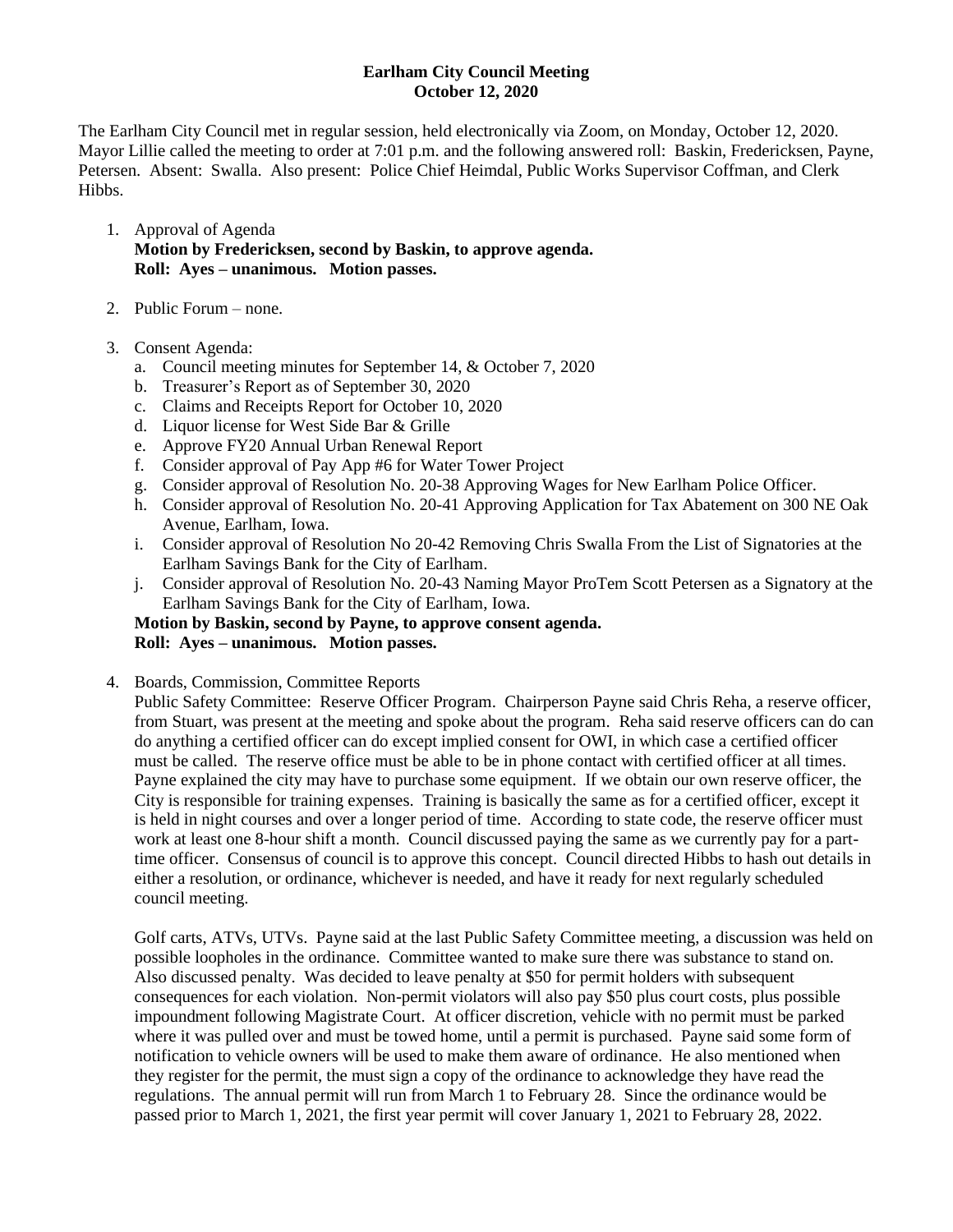# Earlham City Council Meeting
## October 12, 2020

The Earlham City Council met in regular session, held electronically via Zoom, on Monday, October 12, 2020. Mayor Lillie called the meeting to order at 7:01 p.m. and the following answered roll: Baskin, Fredericksen, Payne, Petersen. Absent: Swalla. Also present: Police Chief Heimdal, Public Works Supervisor Coffman, and Clerk Hibbs.

1. Approval of Agenda
   **Motion by Fredericksen, second by Baskin, to approve agenda.**
   **Roll: Ayes – unanimous. Motion passes.**

2. Public Forum – none.

3. Consent Agenda:
   a. Council meeting minutes for September 14, & October 7, 2020
   b. Treasurer's Report as of September 30, 2020
   c. Claims and Receipts Report for October 10, 2020
   d. Liquor license for West Side Bar & Grille
   e. Approve FY20 Annual Urban Renewal Report
   f. Consider approval of Pay App #6 for Water Tower Project
   g. Consider approval of Resolution No. 20-38 Approving Wages for New Earlham Police Officer.
   h. Consider approval of Resolution No. 20-41 Approving Application for Tax Abatement on 300 NE Oak Avenue, Earlham, Iowa.
   i. Consider approval of Resolution No 20-42 Removing Chris Swalla From the List of Signatories at the Earlham Savings Bank for the City of Earlham.
   j. Consider approval of Resolution No. 20-43 Naming Mayor ProTem Scott Petersen as a Signatory at the Earlham Savings Bank for the City of Earlham, Iowa.

   **Motion by Baskin, second by Payne, to approve consent agenda.**
   **Roll: Ayes – unanimous. Motion passes.**

4. Boards, Commission, Committee Reports
   Public Safety Committee: Reserve Officer Program. Chairperson Payne said Chris Reha, a reserve officer, from Stuart, was present at the meeting and spoke about the program. Reha said reserve officers can do can do anything a certified officer can do except implied consent for OWI, in which case a certified officer must be called. The reserve office must be able to be in phone contact with certified officer at all times. Payne explained the city may have to purchase some equipment. If we obtain our own reserve officer, the City is responsible for training expenses. Training is basically the same as for a certified officer, except it is held in night courses and over a longer period of time. According to state code, the reserve officer must work at least one 8-hour shift a month. Council discussed paying the same as we currently pay for a part-time officer. Consensus of council is to approve this concept. Council directed Hibbs to hash out details in either a resolution, or ordinance, whichever is needed, and have it ready for next regularly scheduled council meeting.

   Golf carts, ATVs, UTVs. Payne said at the last Public Safety Committee meeting, a discussion was held on possible loopholes in the ordinance. Committee wanted to make sure there was substance to stand on. Also discussed penalty. Was decided to leave penalty at $50 for permit holders with subsequent consequences for each violation. Non-permit violators will also pay $50 plus court costs, plus possible impoundment following Magistrate Court. At officer discretion, vehicle with no permit must be parked where it was pulled over and must be towed home, until a permit is purchased. Payne said some form of notification to vehicle owners will be used to make them aware of ordinance. He also mentioned when they register for the permit, the must sign a copy of the ordinance to acknowledge they have read the regulations. The annual permit will run from March 1 to February 28. Since the ordinance would be passed prior to March 1, 2021, the first year permit will cover January 1, 2021 to February 28, 2022.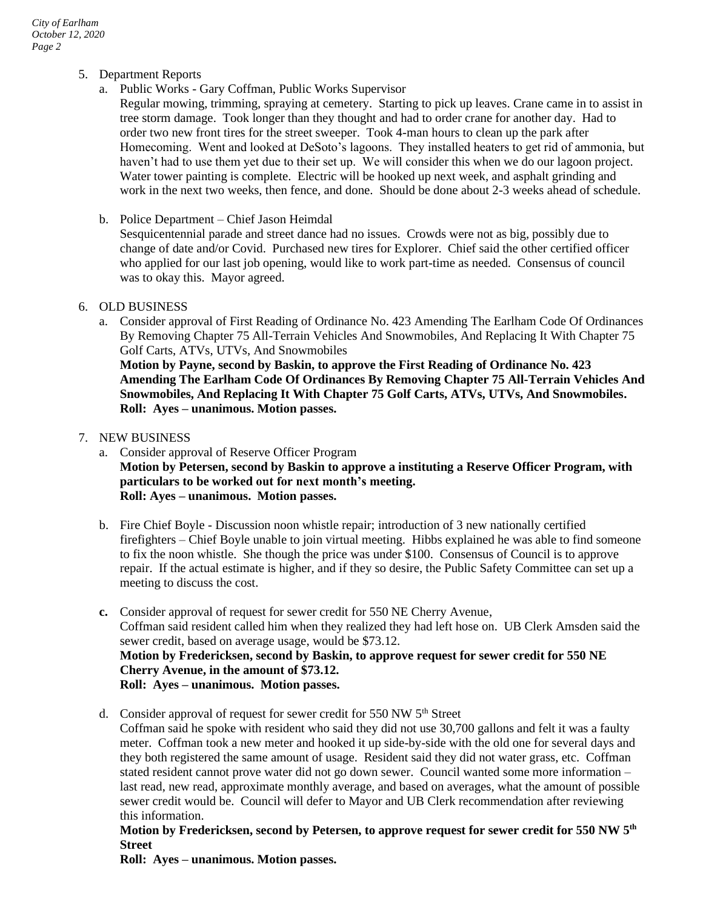5. Department Reports
   a. Public Works - Gary Coffman, Public Works Supervisor
      Regular mowing, trimming, spraying at cemetery. Starting to pick up leaves. Crane came in to assist in tree storm damage. Took longer than they thought and had to order crane for another day. Had to order two new front tires for the street sweeper. Took 4-man hours to clean up the park after Homecoming. Went and looked at DeSoto's lagoons. They installed heaters to get rid of ammonia, but haven't had to use them yet due to their set up. We will consider this when we do our lagoon project. Water tower painting is complete. Electric will be hooked up next week, and asphalt grinding and work in the next two weeks, then fence, and done. Should be done about 2-3 weeks ahead of schedule.

   b. Police Department – Chief Jason Heimdal
      Sesquicentennial parade and street dance had no issues. Crowds were not as big, possibly due to change of date and/or Covid. Purchased new tires for Explorer. Chief said the other certified officer who applied for our last job opening, would like to work part-time as needed. Consensus of council was to okay this. Mayor agreed.

6. OLD BUSINESS
   a. Consider approval of First Reading of Ordinance No. 423 Amending The Earlham Code Of Ordinances By Removing Chapter 75 All-Terrain Vehicles And Snowmobiles, And Replacing It With Chapter 75 Golf Carts, ATVs, UTVs, And Snowmobiles
      **Motion by Payne, second by Baskin, to approve the First Reading of Ordinance No. 423 Amending The Earlham Code Of Ordinances By Removing Chapter 75 All-Terrain Vehicles And Snowmobiles, And Replacing It With Chapter 75 Golf Carts, ATVs, UTVs, And Snowmobiles. Roll: Ayes – unanimous. Motion passes.**

7. NEW BUSINESS
   a. Consider approval of Reserve Officer Program
      **Motion by Petersen, second by Baskin to approve a instituting a Reserve Officer Program, with particulars to be worked out for next month's meeting.**
      **Roll: Ayes – unanimous. Motion passes.**

   b. Fire Chief Boyle - Discussion noon whistle repair; introduction of 3 new nationally certified firefighters – Chief Boyle unable to join virtual meeting. Hibbs explained he was able to find someone to fix the noon whistle. She though the price was under $100. Consensus of Council is to approve repair. If the actual estimate is higher, and if they so desire, the Public Safety Committee can set up a meeting to discuss the cost.

   **c.** Consider approval of request for sewer credit for 550 NE Cherry Avenue,
      Coffman said resident called him when they realized they had left hose on. UB Clerk Amsden said the sewer credit, based on average usage, would be $73.12.
      **Motion by Fredericksen, second by Baskin, to approve request for sewer credit for 550 NE Cherry Avenue, in the amount of $73.12.**
      **Roll: Ayes – unanimous. Motion passes.**

   d. Consider approval of request for sewer credit for 550 NW 5th Street
      Coffman said he spoke with resident who said they did not use 30,700 gallons and felt it was a faulty meter. Coffman took a new meter and hooked it up side-by-side with the old one for several days and they both registered the same amount of usage. Resident said they did not water grass, etc. Coffman stated resident cannot prove water did not go down sewer. Council wanted some more information – last read, new read, approximate monthly average, and based on averages, what the amount of possible sewer credit would be. Council will defer to Mayor and UB Clerk recommendation after reviewing this information.
      **Motion by Fredericksen, second by Petersen, to approve request for sewer credit for 550 NW 5th Street**
      **Roll: Ayes – unanimous. Motion passes.**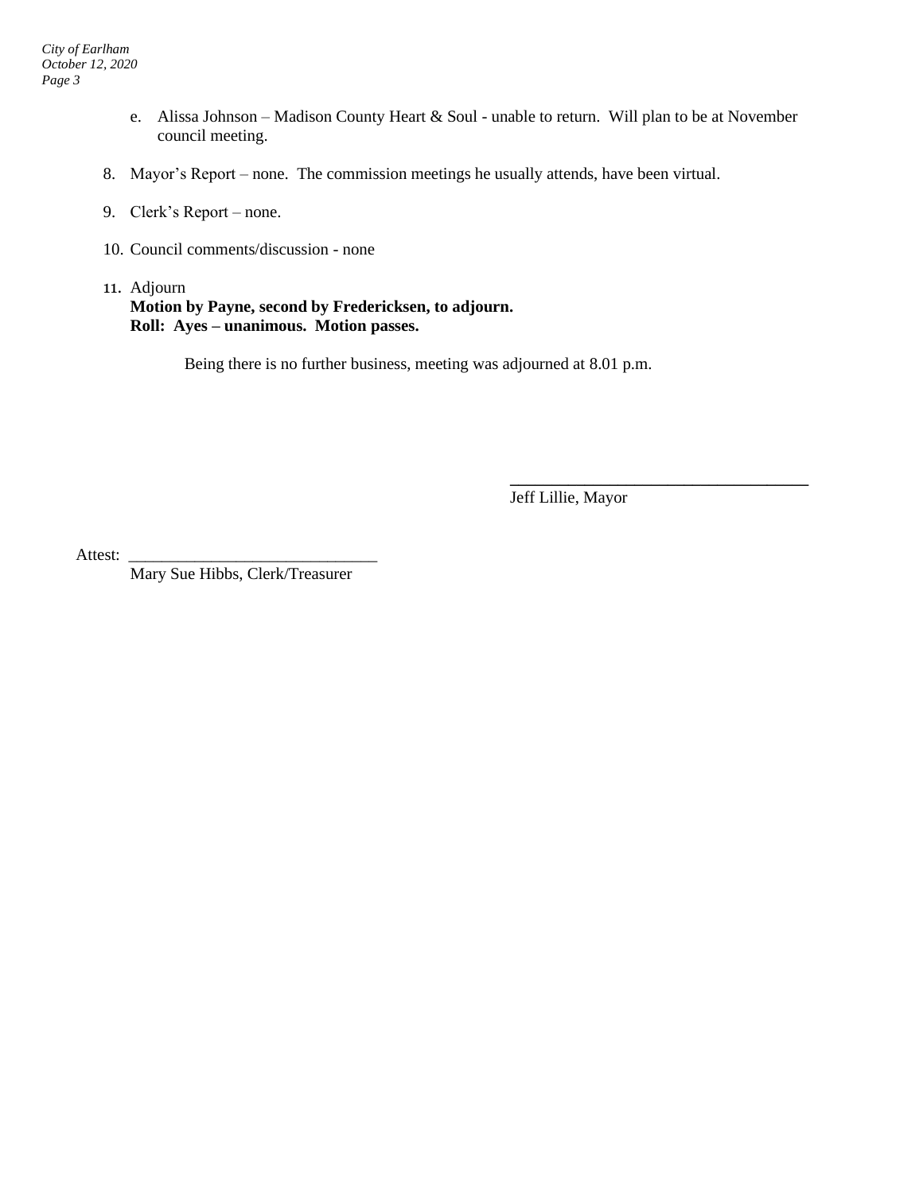e. Alissa Johnson – Madison County Heart & Soul - unable to return. Will plan to be at November council meeting.

8. Mayor's Report – none. The commission meetings he usually attends, have been virtual.

9. Clerk's Report – none.

10. Council comments/discussion - none

11. Adjourn
    **Motion by Payne, second by Fredericksen, to adjourn.**
    **Roll: Ayes – unanimous. Motion passes.**

    Being there is no further business, meeting was adjourned at 8.01 p.m.

\_\_\_\_\_\_\_\_\_\_\_\_\_\_\_\_\_\_\_\_\_\_\_\_\_\_\_\_\_\_\_\_\_\_\_
Jeff Lillie, Mayor

Attest: \_\_\_\_\_\_\_\_\_\_\_\_\_\_\_\_\_\_\_\_\_\_\_\_\_\_\_\_\_\_
Mary Sue Hibbs, Clerk/Treasurer